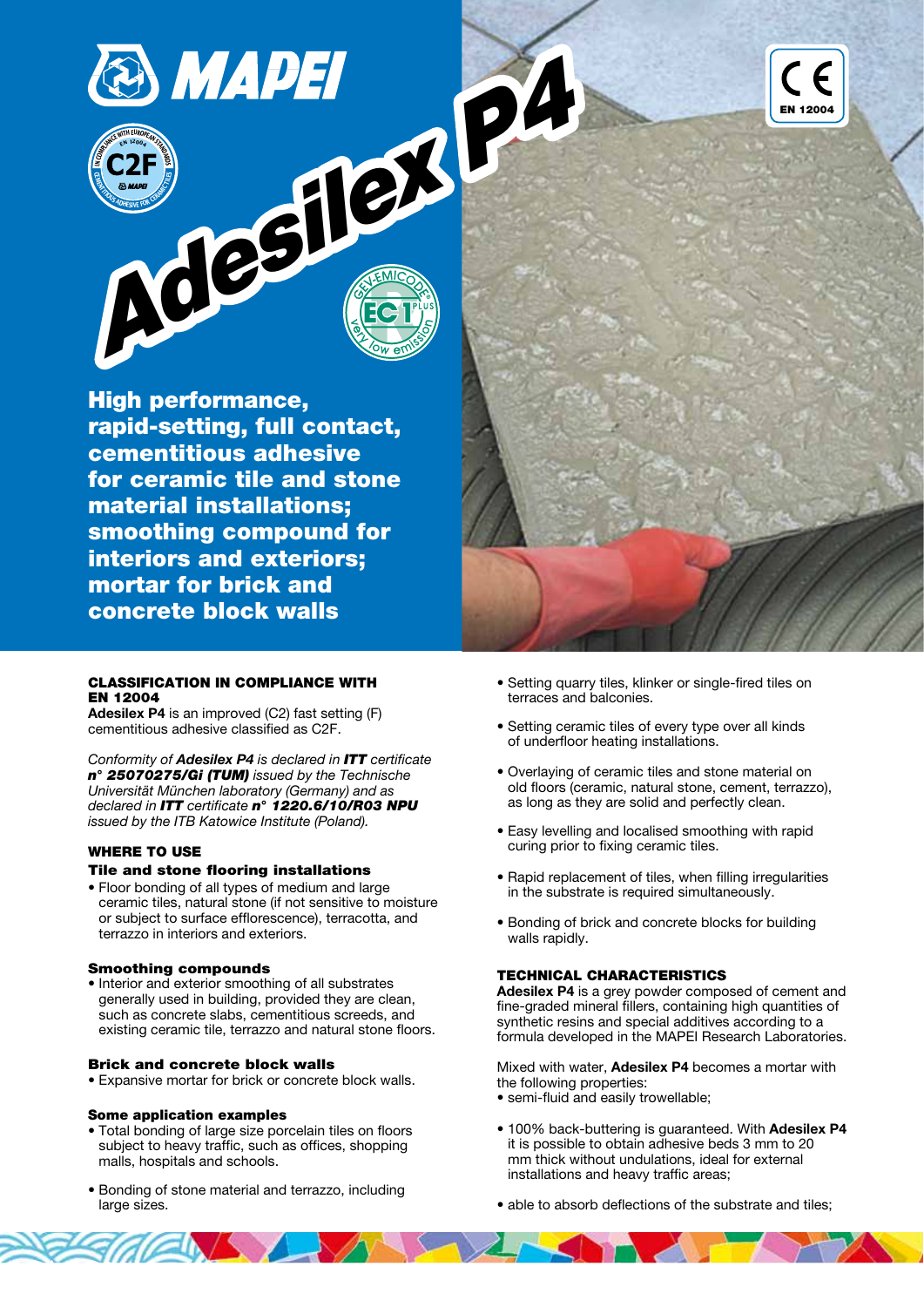# MAPEI

# Adesilex P4

C2F

EN 12004

EC1 PLUS

**High performance, rapid-setting, full contact, cementitious adhesive for ceramic tile and stone material installations; smoothing compound for interiors and exteriors; mortar for brick and concrete block walls**

## CLASSIFICATION IN COMPLIANCE WITH EN 12004

**Adesilex P4** is an improved (C2) fast setting (F) cementitious adhesive classified as C2F.

*Conformity of **Adesilex P4** is declared in **ITT** certificate **n° 25070275/Gi (TUM)** issued by the Technische Universität München laboratory (Germany) and as declared in **ITT** certificate **n° 1220.6/10/R03 NPU** issued by the ITB Katowice Institute (Poland).*

## WHERE TO USE

### Tile and stone flooring installations

- Floor bonding of all types of medium and large ceramic tiles, natural stone (if not sensitive to moisture or subject to surface efflorescence), terracotta, and terrazzo in interiors and exteriors.

### Smoothing compounds

- Interior and exterior smoothing of all substrates generally used in building, provided they are clean, such as concrete slabs, cementitious screeds, and existing ceramic tile, terrazzo and natural stone floors.

### Brick and concrete block walls

- Expansive mortar for brick or concrete block walls.

### Some application examples

- Total bonding of large size porcelain tiles on floors subject to heavy traffic, such as offices, shopping malls, hospitals and schools.
- Bonding of stone material and terrazzo, including large sizes.
- Setting quarry tiles, klinker or single-fired tiles on terraces and balconies.
- Setting ceramic tiles of every type over all kinds of underfloor heating installations.
- Overlaying of ceramic tiles and stone material on old floors (ceramic, natural stone, cement, terrazzo), as long as they are solid and perfectly clean.
- Easy levelling and localised smoothing with rapid curing prior to fixing ceramic tiles.
- Rapid replacement of tiles, when filling irregularities in the substrate is required simultaneously.
- Bonding of brick and concrete blocks for building walls rapidly.

## TECHNICAL CHARACTERISTICS

**Adesilex P4** is a grey powder composed of cement and fine-graded mineral fillers, containing high quantities of synthetic resins and special additives according to a formula developed in the MAPEI Research Laboratories.

Mixed with water, **Adesilex P4** becomes a mortar with the following properties:

- semi-fluid and easily trowellable;
- 100% back-buttering is guaranteed. With **Adesilex P4** it is possible to obtain adhesive beds 3 mm to 20 mm thick without undulations, ideal for external installations and heavy traffic areas;
- able to absorb deflections of the substrate and tiles;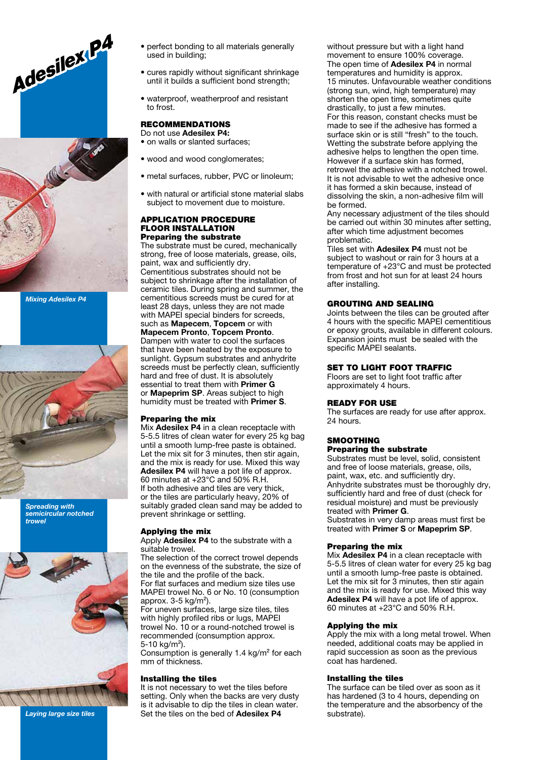Adesilex P4

*Mixing Adesilex P4*

*Spreading with semicircular notched trowel*

*Laying large size tiles*

- perfect bonding to all materials generally used in building;
- cures rapidly without significant shrinkage until it builds a sufficient bond strength;
- waterproof, weatherproof and resistant to frost.

## RECOMMENDATIONS

Do not use **Adesilex P4:**

- on walls or slanted surfaces;
- wood and wood conglomerates;
- metal surfaces, rubber, PVC or linoleum;
- with natural or artificial stone material slabs subject to movement due to moisture.

## APPLICATION PROCEDURE

## FLOOR INSTALLATION

### Preparing the substrate

The substrate must be cured, mechanically strong, free of loose materials, grease, oils, paint, wax and sufficiently dry.
Cementitious substrates should not be subject to shrinkage after the installation of ceramic tiles. During spring and summer, the cementitious screeds must be cured for at least 28 days, unless they are not made with MAPEI special binders for screeds, such as **Mapecem**, **Topcem** or with **Mapecem Pronto**, **Topcem Pronto**.
Dampen with water to cool the surfaces that have been heated by the exposure to sunlight. Gypsum substrates and anhydrite screeds must be perfectly clean, sufficiently hard and free of dust. It is absolutely essential to treat them with **Primer G** or **Mapeprim SP**. Areas subject to high humidity must be treated with **Primer S**.

### Preparing the mix

Mix **Adesilex P4** in a clean receptacle with 5-5.5 litres of clean water for every 25 kg bag until a smooth lump-free paste is obtained. Let the mix sit for 3 minutes, then stir again, and the mix is ready for use. Mixed this way **Adesilex P4** will have a pot life of approx. 60 minutes at +23°C and 50% R.H.
If both adhesive and tiles are very thick, or the tiles are particularly heavy, 20% of suitably graded clean sand may be added to prevent shrinkage or settling.

### Applying the mix

Apply **Adesilex P4** to the substrate with a suitable trowel.
The selection of the correct trowel depends on the evenness of the substrate, the size of the tile and the profile of the back.
For flat surfaces and medium size tiles use MAPEI trowel No. 6 or No. 10 (consumption approx. 3-5 kg/m$^2$).
For uneven surfaces, large size tiles, tiles with highly profiled ribs or lugs, MAPEI trowel No. 10 or a round-notched trowel is recommended (consumption approx. 5-10 kg/m$^2$).
Consumption is generally 1.4 kg/m$^2$ for each mm of thickness.

### Installing the tiles

It is not necessary to wet the tiles before setting. Only when the backs are very dusty is it advisable to dip the tiles in clean water.
Set the tiles on the bed of **Adesilex P4** without pressure but with a light hand movement to ensure 100% coverage.
The open time of **Adesilex P4** in normal temperatures and humidity is approx. 15 minutes. Unfavourable weather conditions (strong sun, wind, high temperature) may shorten the open time, sometimes quite drastically, to just a few minutes.
For this reason, constant checks must be made to see if the adhesive has formed a surface skin or is still "fresh" to the touch.
Wetting the substrate before applying the adhesive helps to lengthen the open time.
However if a surface skin has formed, retrowel the adhesive with a notched trowel.
It is not advisable to wet the adhesive once it has formed a skin because, instead of dissolving the skin, a non-adhesive film will be formed.
Any necessary adjustment of the tiles should be carried out within 30 minutes after setting, after which time adjustment becomes problematic.
Tiles set with **Adesilex P4** must not be subject to washout or rain for 3 hours at a temperature of +23°C and must be protected from frost and hot sun for at least 24 hours after installing.

## GROUTING AND SEALING

Joints between the tiles can be grouted after 4 hours with the specific MAPEI cementitious or epoxy grouts, available in different colours. Expansion joints must be sealed with the specific MAPEI sealants.

## SET TO LIGHT FOOT TRAFFIC

Floors are set to light foot traffic after approximately 4 hours.

## READY FOR USE

The surfaces are ready for use after approx. 24 hours.

## SMOOTHING

### Preparing the substrate

Substrates must be level, solid, consistent and free of loose materials, grease, oils, paint, wax, etc. and sufficiently dry.
Anhydrite substrates must be thoroughly dry, sufficiently hard and free of dust (check for residual moisture) and must be previously treated with **Primer G**.
Substrates in very damp areas must first be treated with **Primer S** or **Mapeprim SP**.

### Preparing the mix

Mix **Adesilex P4** in a clean receptacle with 5-5.5 litres of clean water for every 25 kg bag until a smooth lump-free paste is obtained. Let the mix sit for 3 minutes, then stir again and the mix is ready for use. Mixed this way **Adesilex P4** will have a pot life of approx. 60 minutes at +23°C and 50% R.H.

### Applying the mix

Apply the mix with a long metal trowel. When needed, additional coats may be applied in rapid succession as soon as the previous coat has hardened.

### Installing the tiles

The surface can be tiled over as soon as it has hardened (3 to 4 hours, depending on the temperature and the absorbency of the substrate).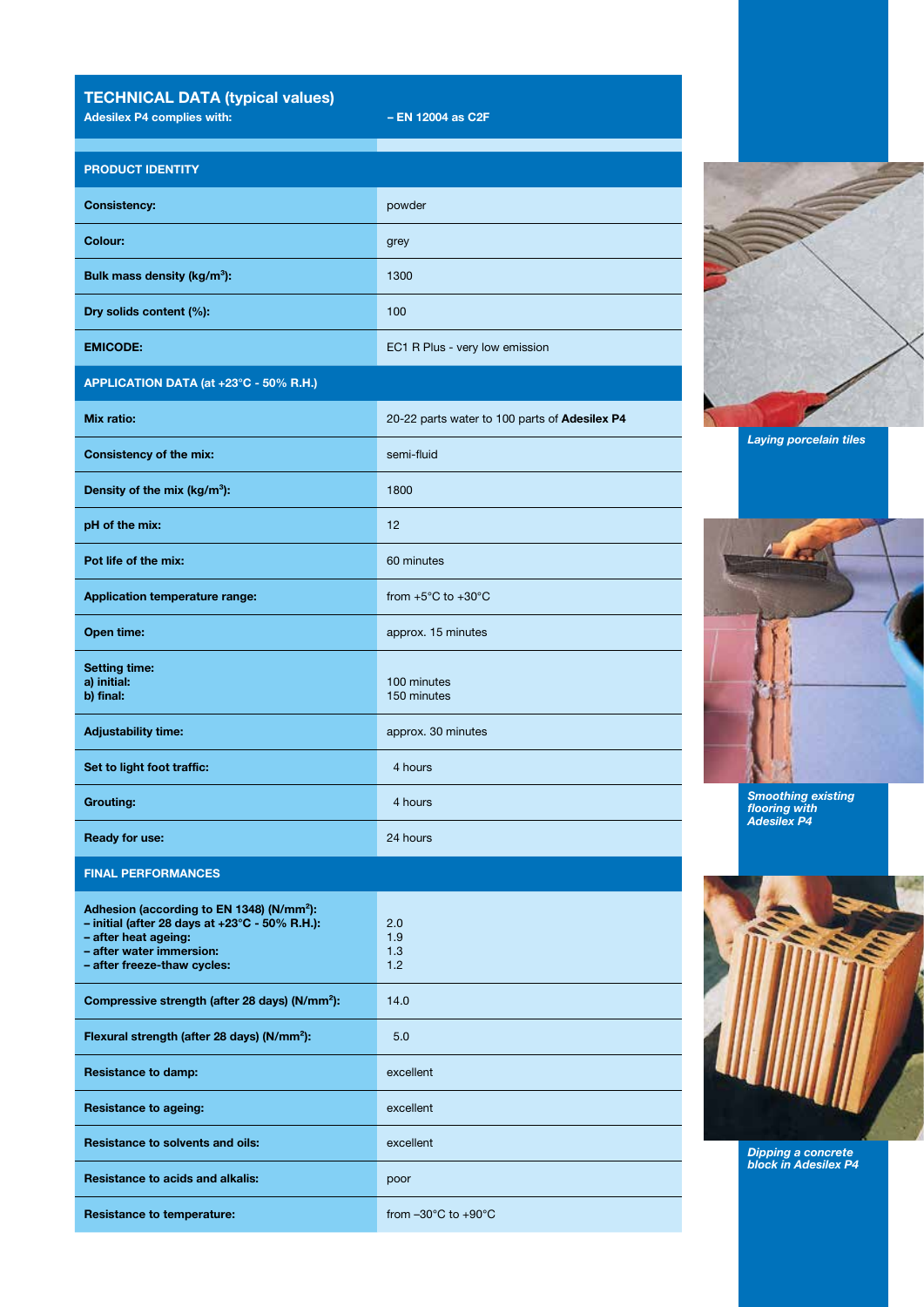## TECHNICAL DATA (typical values)

| Adesilex P4 complies with: | – EN 12004 as C2F |
|---|---|
| **PRODUCT IDENTITY** | |
| **Consistency:** | powder |
| **Colour:** | grey |
| **Bulk mass density (kg/m³):** | 1300 |
| **Dry solids content (%):** | 100 |
| **EMICODE:** | EC1 R Plus - very low emission |
| **APPLICATION DATA (at +23°C - 50% R.H.)** | |
| **Mix ratio:** | 20-22 parts water to 100 parts of **Adesilex P4** |
| **Consistency of the mix:** | semi-fluid |
| **Density of the mix (kg/m³):** | 1800 |
| **pH of the mix:** | 12 |
| **Pot life of the mix:** | 60 minutes |
| **Application temperature range:** | from +5°C to +30°C |
| **Open time:** | approx. 15 minutes |
| **Setting time:**<br>**a) initial:**<br>**b) final:** | <br>100 minutes<br>150 minutes |
| **Adjustability time:** | approx. 30 minutes |
| **Set to light foot traffic:** | 4 hours |
| **Grouting:** | 4 hours |
| **Ready for use:** | 24 hours |
| **FINAL PERFORMANCES** | |
| **Adhesion (according to EN 1348) (N/mm²):**<br>**– initial (after 28 days at +23°C - 50% R.H.):**<br>**– after heat ageing:**<br>**– after water immersion:**<br>**– after freeze-thaw cycles:** | <br>2.0<br>1.9<br>1.3<br>1.2 |
| **Compressive strength (after 28 days) (N/mm²):** | 14.0 |
| **Flexural strength (after 28 days) (N/mm²):** | 5.0 |
| **Resistance to damp:** | excellent |
| **Resistance to ageing:** | excellent |
| **Resistance to solvents and oils:** | excellent |
| **Resistance to acids and alkalis:** | poor |
| **Resistance to temperature:** | from –30°C to +90°C |

*Laying porcelain tiles*

*Smoothing existing flooring with Adesilex P4*

*Dipping a concrete block in Adesilex P4*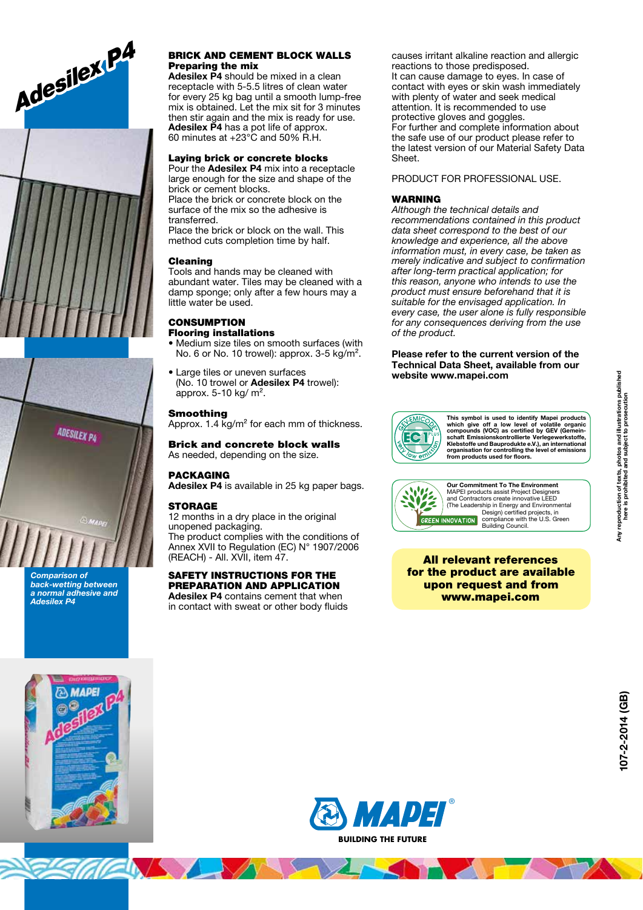Comparison of back-wetting between a normal adhesive and Adesilex P4

## BRICK AND CEMENT BLOCK WALLS

**Preparing the mix**

**Adesilex P4** should be mixed in a clean receptacle with 5-5.5 litres of clean water for every 25 kg bag until a smooth lump-free mix is obtained. Let the mix sit for 3 minutes then stir again and the mix is ready for use. **Adesilex P4** has a pot life of approx. 60 minutes at +23°C and 50% R.H.

**Laying brick or concrete blocks**

Pour the **Adesilex P4** mix into a receptacle large enough for the size and shape of the brick or cement blocks.
Place the brick or concrete block on the surface of the mix so the adhesive is transferred.
Place the brick or block on the wall. This method cuts completion time by half.

**Cleaning**

Tools and hands may be cleaned with abundant water. Tiles may be cleaned with a damp sponge; only after a few hours may a little water be used.

## CONSUMPTION

**Flooring installations**

- Medium size tiles on smooth surfaces (with No. 6 or No. 10 trowel): approx. 3-5 kg/m².
- Large tiles or uneven surfaces (No. 10 trowel or **Adesilex P4** trowel): approx. 5-10 kg/ m².

**Smoothing**

Approx. 1.4 kg/m² for each mm of thickness.

**Brick and concrete block walls**

As needed, depending on the size.

## PACKAGING

**Adesilex P4** is available in 25 kg paper bags.

## STORAGE

12 months in a dry place in the original unopened packaging.
The product complies with the conditions of Annex XVII to Regulation (EC) N° 1907/2006 (REACH) - All. XVII, item 47.

## SAFETY INSTRUCTIONS FOR THE PREPARATION AND APPLICATION

**Adesilex P4** contains cement that when in contact with sweat or other body fluids causes irritant alkaline reaction and allergic reactions to those predisposed.
It can cause damage to eyes. In case of contact with eyes or skin wash immediately with plenty of water and seek medical attention. It is recommended to use protective gloves and goggles.
For further and complete information about the safe use of our product please refer to the latest version of our Material Safety Data Sheet.

PRODUCT FOR PROFESSIONAL USE.

## WARNING

*Although the technical details and recommendations contained in this product data sheet correspond to the best of our knowledge and experience, all the above information must, in every case, be taken as merely indicative and subject to confirmation after long-term practical application; for this reason, anyone who intends to use the product must ensure beforehand that it is suitable for the envisaged application. In every case, the user alone is fully responsible for any consequences deriving from the use of the product.*

**Please refer to the current version of the Technical Data Sheet, available from our website www.mapei.com**

**This symbol is used to identify Mapei products which give off a low level of volatile organic compounds (VOC) as certified by GEV (Gemeinschaft Emissionskontrollierte Verlegewerkstoffe, Klebstoffe und Bauprodukte e.V.), an international organisation for controlling the level of emissions from products used for floors.**

**Our Commitment To The Environment**
MAPEI products assist Project Designers and Contractors create innovative LEED (The Leadership in Energy and Environmental Design) certified projects, in compliance with the U.S. Green Building Council.

**All relevant references for the product are available upon request and from www.mapei.com**

Any reproduction of texts, photos and illustrations published here is prohibited and subject to prosecution

107-2-2014 (GB)

MAPEI
BUILDING THE FUTURE